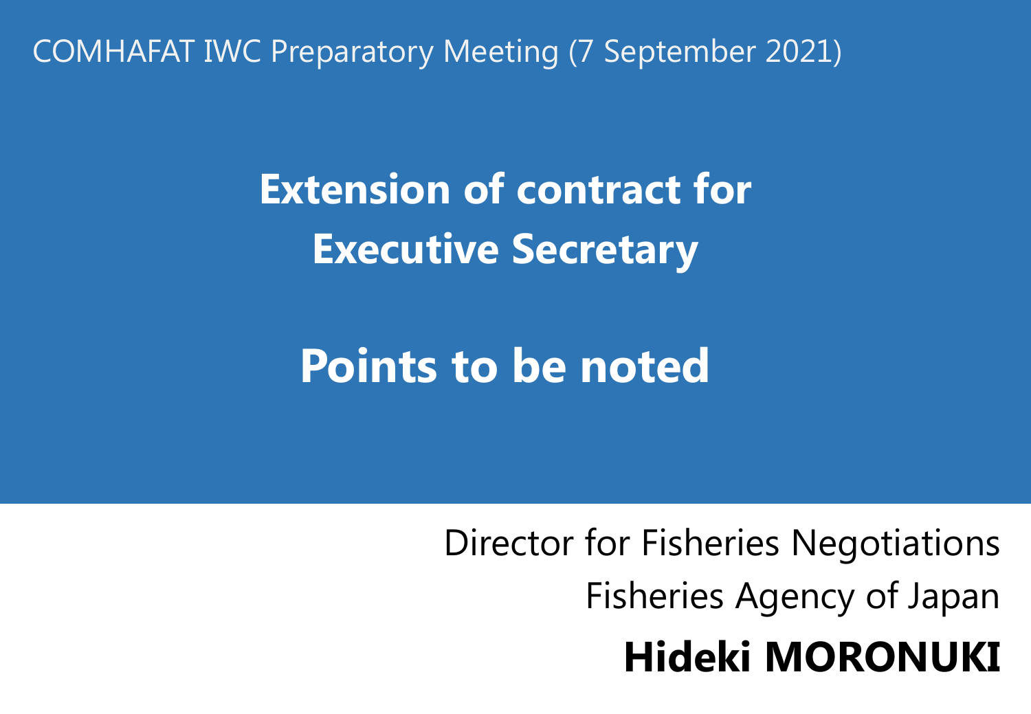COMHAFAT IWC Preparatory Meeting (7 September 2021)

# Extension of contract for Executive Secretary

# Points to be noted

Director for Fisheries Negotiations

Fisheries Agency of Japan

**Hideki MORONUKI**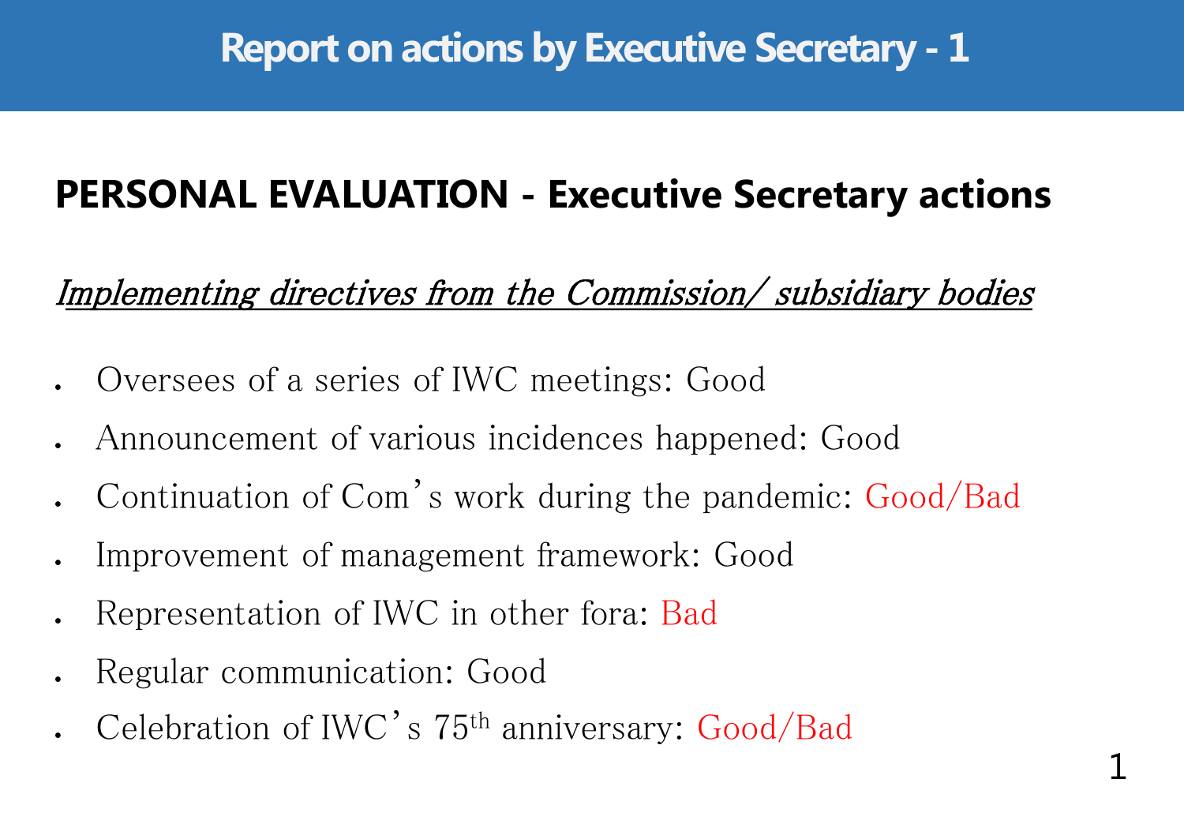# Report on actions by Executive Secretary - 1

## PERSONAL EVALUATION - Executive Secretary actions

*Implementing directives from the Commission/ subsidiary bodies*

- Oversees of a series of IWC meetings: Good
- Announcement of various incidences happened: Good
- Continuation of Com's work during the pandemic: Good/Bad
- Improvement of management framework: Good
- Representation of IWC in other fora: Bad
- Regular communication: Good
- Celebration of IWC's 75th anniversary: Good/Bad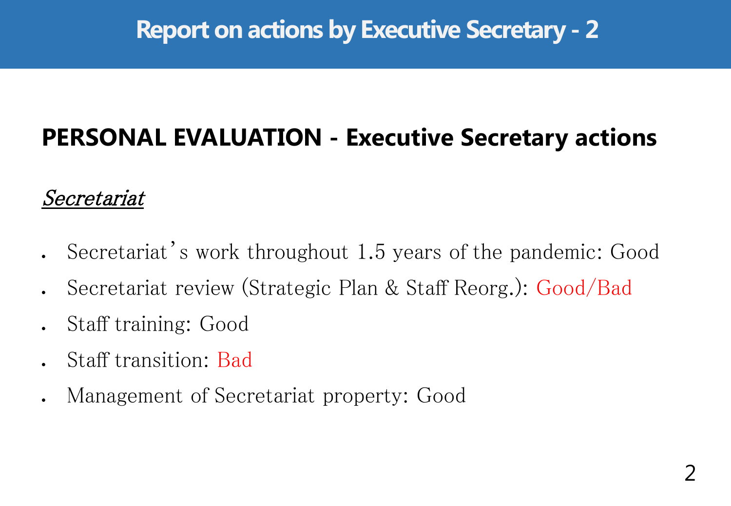# Report on actions by Executive Secretary - 2

## PERSONAL EVALUATION - Executive Secretary actions

*Secretariat*

- Secretariat's work throughout 1.5 years of the pandemic: Good
- Secretariat review (Strategic Plan & Staff Reorg.): Good/Bad
- Staff training: Good
- Staff transition: Bad
- Management of Secretariat property: Good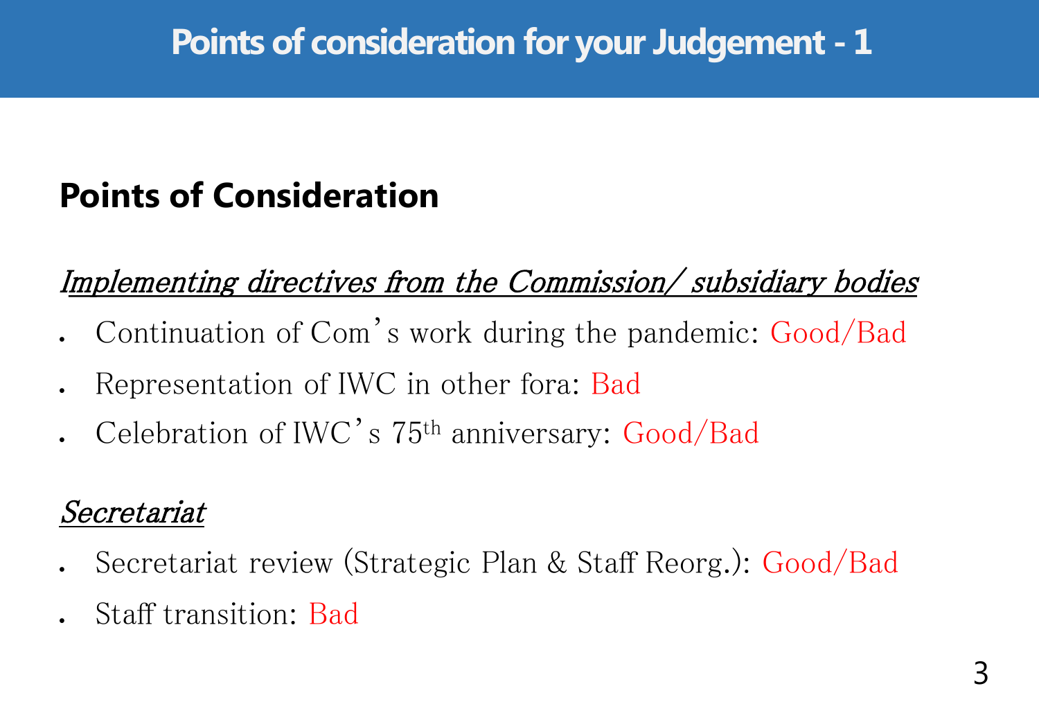# Points of consideration for your Judgement - 1

## Points of Consideration

*Implementing directives from the Commission/ subsidiary bodies*

- Continuation of Com's work during the pandemic: Good/Bad
- Representation of IWC in other fora: Bad
- Celebration of IWC's 75th anniversary: Good/Bad

*Secretariat*

- Secretariat review (Strategic Plan & Staff Reorg.): Good/Bad
- Staff transition: Bad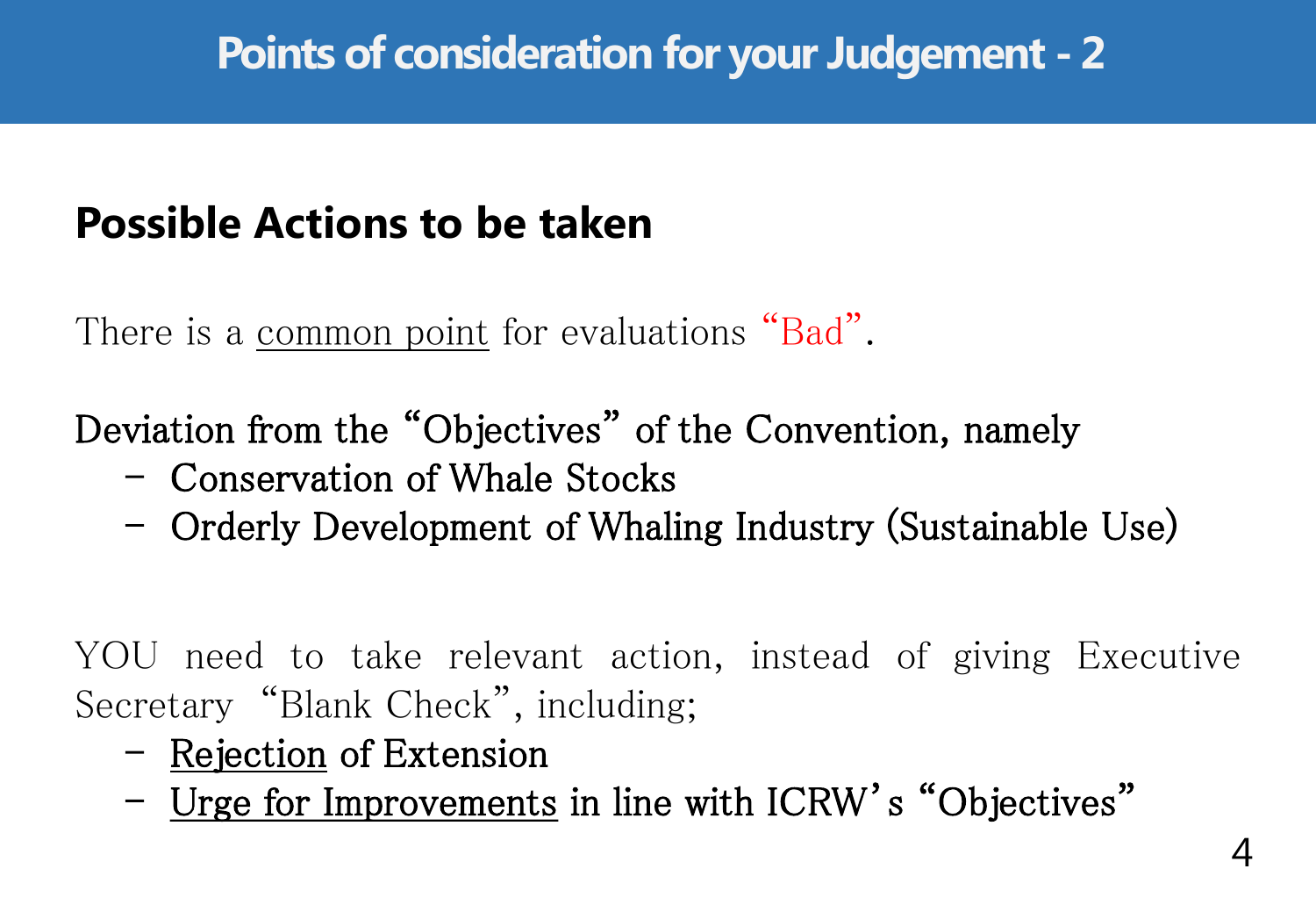# Points of consideration for your Judgement - 2

## Possible Actions to be taken

There is a common point for evaluations “Bad”.

Deviation from the “Objectives” of the Convention, namely

- Conservation of Whale Stocks
- Orderly Development of Whaling Industry (Sustainable Use)

YOU need to take relevant action, instead of giving Executive Secretary “Blank Check”, including;

- Rejection of Extension
- Urge for Improvements in line with ICRW’s “Objectives”